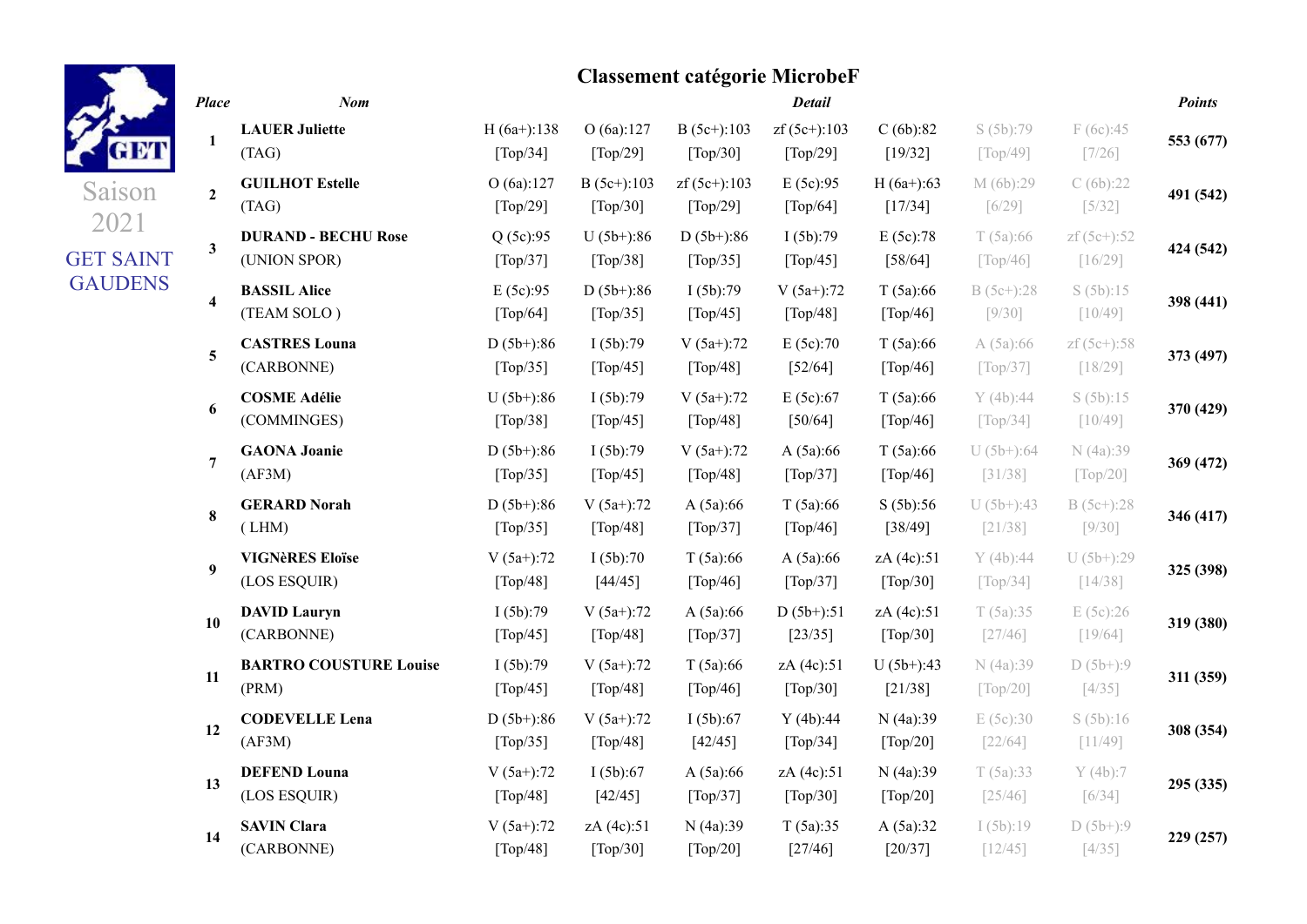Saison 2021

GET SAINT GAUDENS

## Classement catégorie MicrobeF

| Place | Nom | Detail | | | | | | | Points |
|---|---|---|---|---|---|---|---|---|---|
| 1 | **LAUER Juliette** (TAG) | H (6a+):138 [Top/34] | O (6a):127 [Top/29] | B (5c+):103 [Top/30] | zf (5c+):103 [Top/29] | C (6b):82 [19/32] | S (5b):79 [Top/49] | F (6c):45 [7/26] | **553 (677)** |
| 2 | **GUILHOT Estelle** (TAG) | O (6a):127 [Top/29] | B (5c+):103 [Top/30] | zf (5c+):103 [Top/29] | E (5c):95 [Top/64] | H (6a+):63 [17/34] | M (6b):29 [6/29] | C (6b):22 [5/32] | **491 (542)** |
| 3 | **DURAND - BECHU Rose** (UNION SPOR) | Q (5c):95 [Top/37] | U (5b+):86 [Top/38] | D (5b+):86 [Top/35] | I (5b):79 [Top/45] | E (5c):78 [58/64] | T (5a):66 [Top/46] | zf (5c+):52 [16/29] | **424 (542)** |
| 4 | **BASSIL Alice** (TEAM SOLO ) | E (5c):95 [Top/64] | D (5b+):86 [Top/35] | I (5b):79 [Top/45] | V (5a+):72 [Top/48] | T (5a):66 [Top/46] | B (5c+):28 [9/30] | S (5b):15 [10/49] | **398 (441)** |
| 5 | **CASTRES Louna** (CARBONNE) | D (5b+):86 [Top/35] | I (5b):79 [Top/45] | V (5a+):72 [Top/48] | E (5c):70 [52/64] | T (5a):66 [Top/46] | A (5a):66 [Top/37] | zf (5c+):58 [18/29] | **373 (497)** |
| 6 | **COSME Adélie** (COMMINGES) | U (5b+):86 [Top/38] | I (5b):79 [Top/45] | V (5a+):72 [Top/48] | E (5c):67 [50/64] | T (5a):66 [Top/46] | Y (4b):44 [Top/34] | S (5b):15 [10/49] | **370 (429)** |
| 7 | **GAONA Joanie** (AF3M) | D (5b+):86 [Top/35] | I (5b):79 [Top/45] | V (5a+):72 [Top/48] | A (5a):66 [Top/37] | T (5a):66 [Top/46] | U (5b+):64 [31/38] | N (4a):39 [Top/20] | **369 (472)** |
| 8 | **GERARD Norah** ( LHM) | D (5b+):86 [Top/35] | V (5a+):72 [Top/48] | A (5a):66 [Top/37] | T (5a):66 [Top/46] | S (5b):56 [38/49] | U (5b+):43 [21/38] | B (5c+):28 [9/30] | **346 (417)** |
| 9 | **VIGNèRES Eloïse** (LOS ESQUIR) | V (5a+):72 [Top/48] | I (5b):70 [44/45] | T (5a):66 [Top/46] | A (5a):66 [Top/37] | zA (4c):51 [Top/30] | Y (4b):44 [Top/34] | U (5b+):29 [14/38] | **325 (398)** |
| 10 | **DAVID Lauryn** (CARBONNE) | I (5b):79 [Top/45] | V (5a+):72 [Top/48] | A (5a):66 [Top/37] | D (5b+):51 [23/35] | zA (4c):51 [Top/30] | T (5a):35 [27/46] | E (5c):26 [19/64] | **319 (380)** |
| 11 | **BARTRO COUSTURE Louise** (PRM) | I (5b):79 [Top/45] | V (5a+):72 [Top/48] | T (5a):66 [Top/46] | zA (4c):51 [Top/30] | U (5b+):43 [21/38] | N (4a):39 [Top/20] | D (5b+):9 [4/35] | **311 (359)** |
| 12 | **CODEVELLE Lena** (AF3M) | D (5b+):86 [Top/35] | V (5a+):72 [Top/48] | I (5b):67 [42/45] | Y (4b):44 [Top/34] | N (4a):39 [Top/20] | E (5c):30 [22/64] | S (5b):16 [11/49] | **308 (354)** |
| 13 | **DEFEND Louna** (LOS ESQUIR) | V (5a+):72 [Top/48] | I (5b):67 [42/45] | A (5a):66 [Top/37] | zA (4c):51 [Top/30] | N (4a):39 [Top/20] | T (5a):33 [25/46] | Y (4b):7 [6/34] | **295 (335)** |
| 14 | **SAVIN Clara** (CARBONNE) | V (5a+):72 [Top/48] | zA (4c):51 [Top/30] | N (4a):39 [Top/20] | T (5a):35 [27/46] | A (5a):32 [20/37] | I (5b):19 [12/45] | D (5b+):9 [4/35] | **229 (257)** |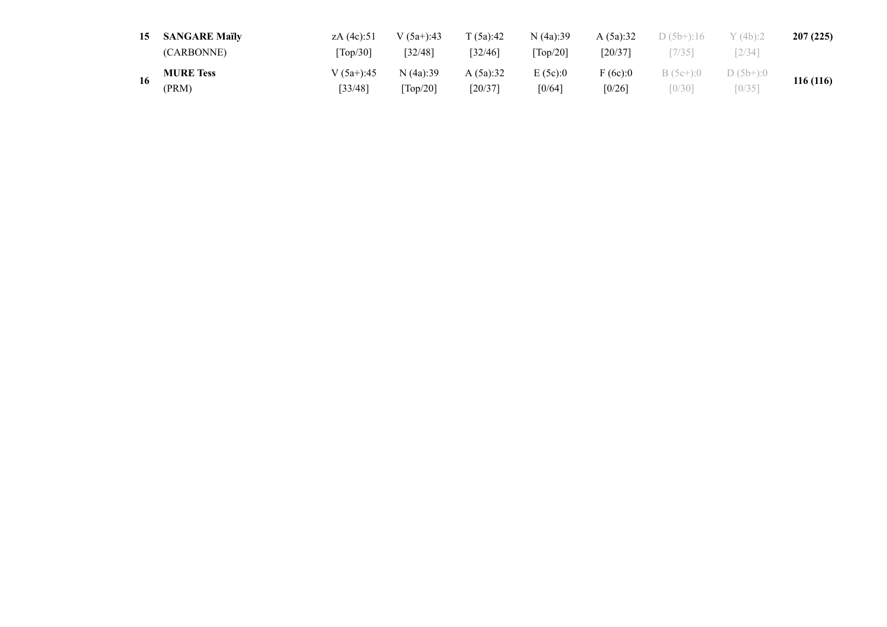| | | | | | | | | | |
|---|---|---|---|---|---|---|---|---|---|
| **15** | **SANGARE Maïly**<br>(CARBONNE) | zA (4c):51<br>[Top/30] | V (5a+):43<br>[32/48] | T (5a):42<br>[32/46] | N (4a):39<br>[Top/20] | A (5a):32<br>[20/37] | D (5b+):16<br>[7/35] | Y (4b):2<br>[2/34] | **207 (225)** |
| **16** | **MURE Tess**<br>(PRM) | V (5a+):45<br>[33/48] | N (4a):39<br>[Top/20] | A (5a):32<br>[20/37] | E (5c):0<br>[0/64] | F (6c):0<br>[0/26] | B (5c+):0<br>[0/30] | D (5b+):0<br>[0/35] | **116 (116)** |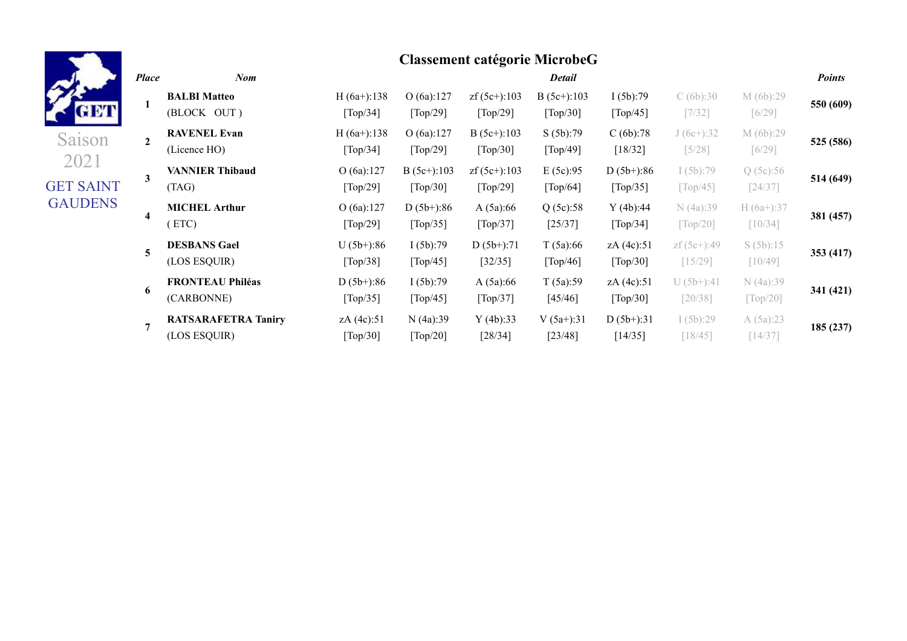Saison 2021

GET SAINT GAUDENS

## Classement catégorie MicrobeG

| Place | Nom | Detail | | | | | | | Points |
|---|---|---|---|---|---|---|---|---|---|
| 1 | **BALBI Matteo** (BLOCK OUT ) | H (6a+):138 [Top/34] | O (6a):127 [Top/29] | zf (5c+):103 [Top/29] | B (5c+):103 [Top/30] | I (5b):79 [Top/45] | C (6b):30 [7/32] | M (6b):29 [6/29] | **550 (609)** |
| 2 | **RAVENEL Evan** (Licence HO) | H (6a+):138 [Top/34] | O (6a):127 [Top/29] | B (5c+):103 [Top/30] | S (5b):79 [Top/49] | C (6b):78 [18/32] | J (6c+):32 [5/28] | M (6b):29 [6/29] | **525 (586)** |
| 3 | **VANNIER Thibaud** (TAG) | O (6a):127 [Top/29] | B (5c+):103 [Top/30] | zf (5c+):103 [Top/29] | E (5c):95 [Top/64] | D (5b+):86 [Top/35] | I (5b):79 [Top/45] | Q (5c):56 [24/37] | **514 (649)** |
| 4 | **MICHEL Arthur** ( ETC) | O (6a):127 [Top/29] | D (5b+):86 [Top/35] | A (5a):66 [Top/37] | Q (5c):58 [25/37] | Y (4b):44 [Top/34] | N (4a):39 [Top/20] | H (6a+):37 [10/34] | **381 (457)** |
| 5 | **DESBANS Gael** (LOS ESQUIR) | U (5b+):86 [Top/38] | I (5b):79 [Top/45] | D (5b+):71 [32/35] | T (5a):66 [Top/46] | zA (4c):51 [Top/30] | zf (5c+):49 [15/29] | S (5b):15 [10/49] | **353 (417)** |
| 6 | **FRONTEAU Philéas** (CARBONNE) | D (5b+):86 [Top/35] | I (5b):79 [Top/45] | A (5a):66 [Top/37] | T (5a):59 [45/46] | zA (4c):51 [Top/30] | U (5b+):41 [20/38] | N (4a):39 [Top/20] | **341 (421)** |
| 7 | **RATSARAFETRA Taniry** (LOS ESQUIR) | zA (4c):51 [Top/30] | N (4a):39 [Top/20] | Y (4b):33 [28/34] | V (5a+):31 [23/48] | D (5b+):31 [14/35] | I (5b):29 [18/45] | A (5a):23 [14/37] | **185 (237)** |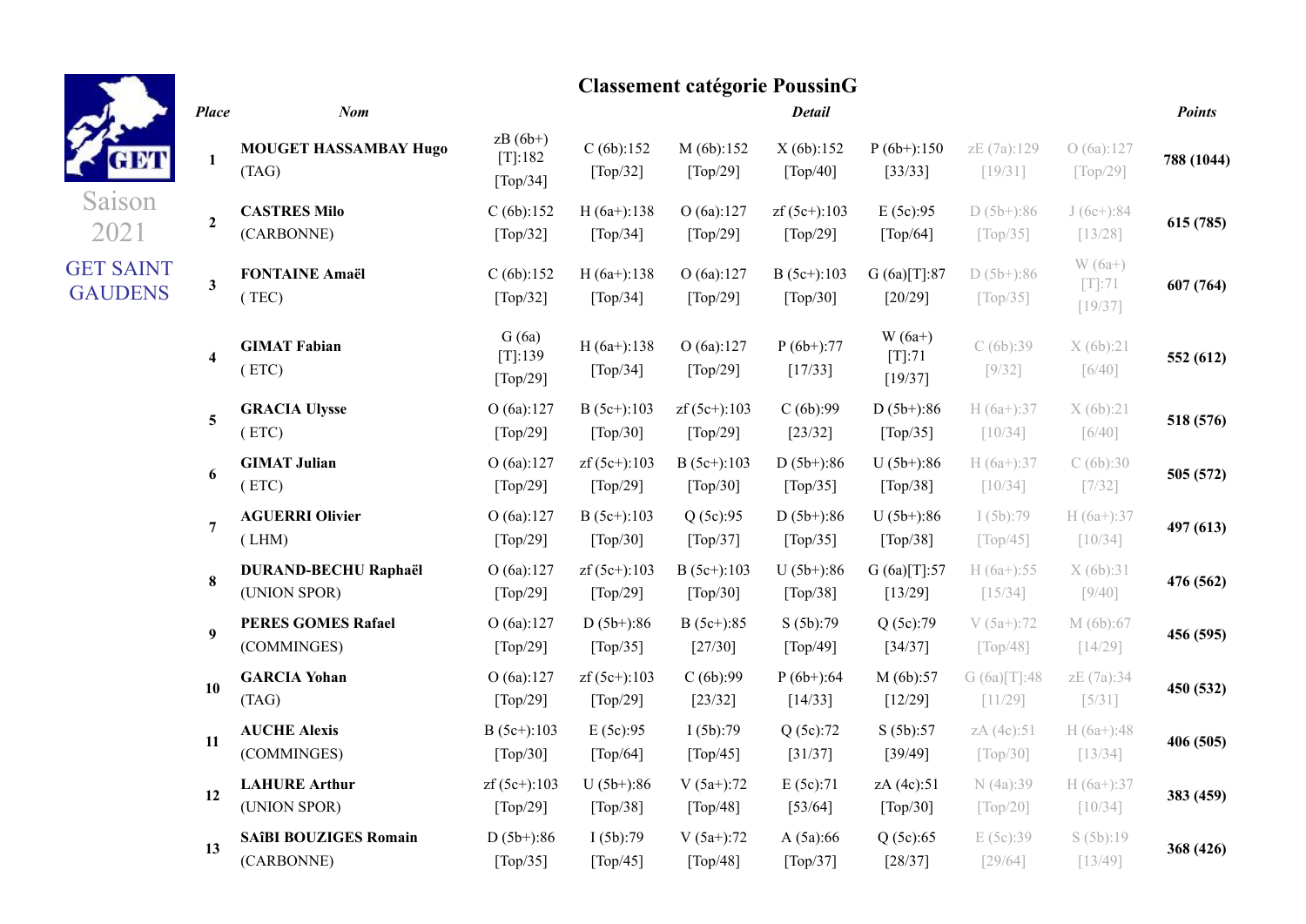Saison 2021

GET SAINT GAUDENS

## Classement catégorie PoussinG

| Place | Nom | Detail | | | | | | | Points |
|---|---|---|---|---|---|---|---|---|---|
| 1 | **MOUGET HASSAMBAY Hugo** (TAG) | zB (6b+)[T]:182 [Top/34] | C (6b):152 [Top/32] | M (6b):152 [Top/29] | X (6b):152 [Top/40] | P (6b+):150 [33/33] | zE (7a):129 [19/31] | O (6a):127 [Top/29] | 788 (1044) |
| 2 | **CASTRES Milo** (CARBONNE) | C (6b):152 [Top/32] | H (6a+):138 [Top/34] | O (6a):127 [Top/29] | zf (5c+):103 [Top/29] | E (5c):95 [Top/64] | D (5b+):86 [Top/35] | J (6c+):84 [13/28] | 615 (785) |
| 3 | **FONTAINE Amaël** ( TEC) | C (6b):152 [Top/32] | H (6a+):138 [Top/34] | O (6a):127 [Top/29] | B (5c+):103 [Top/30] | G (6a)[T]:87 [20/29] | D (5b+):86 [Top/35] | W (6a+)[T]:71 [19/37] | 607 (764) |
| 4 | **GIMAT Fabian** ( ETC) | G (6a)[T]:139 [Top/29] | H (6a+):138 [Top/34] | O (6a):127 [Top/29] | P (6b+):77 [17/33] | W (6a+)[T]:71 [19/37] | C (6b):39 [9/32] | X (6b):21 [6/40] | 552 (612) |
| 5 | **GRACIA Ulysse** ( ETC) | O (6a):127 [Top/29] | B (5c+):103 [Top/30] | zf (5c+):103 [Top/29] | C (6b):99 [23/32] | D (5b+):86 [Top/35] | H (6a+):37 [10/34] | X (6b):21 [6/40] | 518 (576) |
| 6 | **GIMAT Julian** ( ETC) | O (6a):127 [Top/29] | zf (5c+):103 [Top/29] | B (5c+):103 [Top/30] | D (5b+):86 [Top/35] | U (5b+):86 [Top/38] | H (6a+):37 [10/34] | C (6b):30 [7/32] | 505 (572) |
| 7 | **AGUERRI Olivier** ( LHM) | O (6a):127 [Top/29] | B (5c+):103 [Top/30] | Q (5c):95 [Top/37] | D (5b+):86 [Top/35] | U (5b+):86 [Top/38] | I (5b):79 [Top/45] | H (6a+):37 [10/34] | 497 (613) |
| 8 | **DURAND-BECHU Raphaël** (UNION SPOR) | O (6a):127 [Top/29] | zf (5c+):103 [Top/29] | B (5c+):103 [Top/30] | U (5b+):86 [Top/38] | G (6a)[T]:57 [13/29] | H (6a+):55 [15/34] | X (6b):31 [9/40] | 476 (562) |
| 9 | **PERES GOMES Rafael** (COMMINGES) | O (6a):127 [Top/29] | D (5b+):86 [Top/35] | B (5c+):85 [27/30] | S (5b):79 [Top/49] | Q (5c):79 [34/37] | V (5a+):72 [Top/48] | M (6b):67 [14/29] | 456 (595) |
| 10 | **GARCIA Yohan** (TAG) | O (6a):127 [Top/29] | zf (5c+):103 [Top/29] | C (6b):99 [23/32] | P (6b+):64 [14/33] | M (6b):57 [12/29] | G (6a)[T]:48 [11/29] | zE (7a):34 [5/31] | 450 (532) |
| 11 | **AUCHE Alexis** (COMMINGES) | B (5c+):103 [Top/30] | E (5c):95 [Top/64] | I (5b):79 [Top/45] | Q (5c):72 [31/37] | S (5b):57 [39/49] | zA (4c):51 [Top/30] | H (6a+):48 [13/34] | 406 (505) |
| 12 | **LAHURE Arthur** (UNION SPOR) | zf (5c+):103 [Top/29] | U (5b+):86 [Top/38] | V (5a+):72 [Top/48] | E (5c):71 [53/64] | zA (4c):51 [Top/30] | N (4a):39 [Top/20] | H (6a+):37 [10/34] | 383 (459) |
| 13 | **SAîBI BOUZIGES Romain** (CARBONNE) | D (5b+):86 [Top/35] | I (5b):79 [Top/45] | V (5a+):72 [Top/48] | A (5a):66 [Top/37] | Q (5c):65 [28/37] | E (5c):39 [29/64] | S (5b):19 [13/49] | 368 (426) |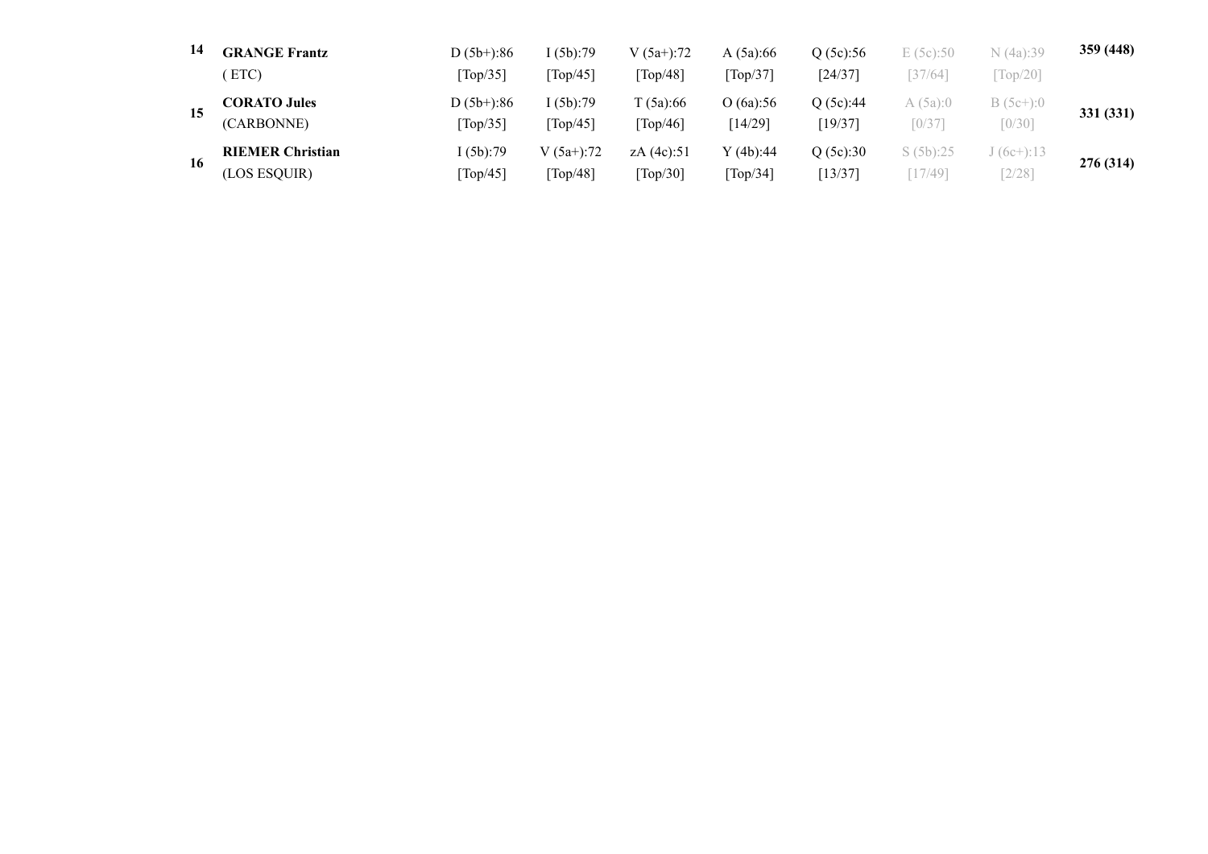| | | | | | | | | | |
|---|---|---|---|---|---|---|---|---|---|
| **14** | **GRANGE Frantz**<br>( ETC) | D (5b+):86<br>[Top/35] | I (5b):79<br>[Top/45] | V (5a+):72<br>[Top/48] | A (5a):66<br>[Top/37] | Q (5c):56<br>[24/37] | E (5c):50<br>[37/64] | N (4a):39<br>[Top/20] | **359 (448)** |
| **15** | **CORATO Jules**<br>(CARBONNE) | D (5b+):86<br>[Top/35] | I (5b):79<br>[Top/45] | T (5a):66<br>[Top/46] | O (6a):56<br>[14/29] | Q (5c):44<br>[19/37] | A (5a):0<br>[0/37] | B (5c+):0<br>[0/30] | **331 (331)** |
| **16** | **RIEMER Christian**<br>(LOS ESQUIR) | I (5b):79<br>[Top/45] | V (5a+):72<br>[Top/48] | zA (4c):51<br>[Top/30] | Y (4b):44<br>[Top/34] | Q (5c):30<br>[13/37] | S (5b):25<br>[17/49] | J (6c+):13<br>[2/28] | **276 (314)** |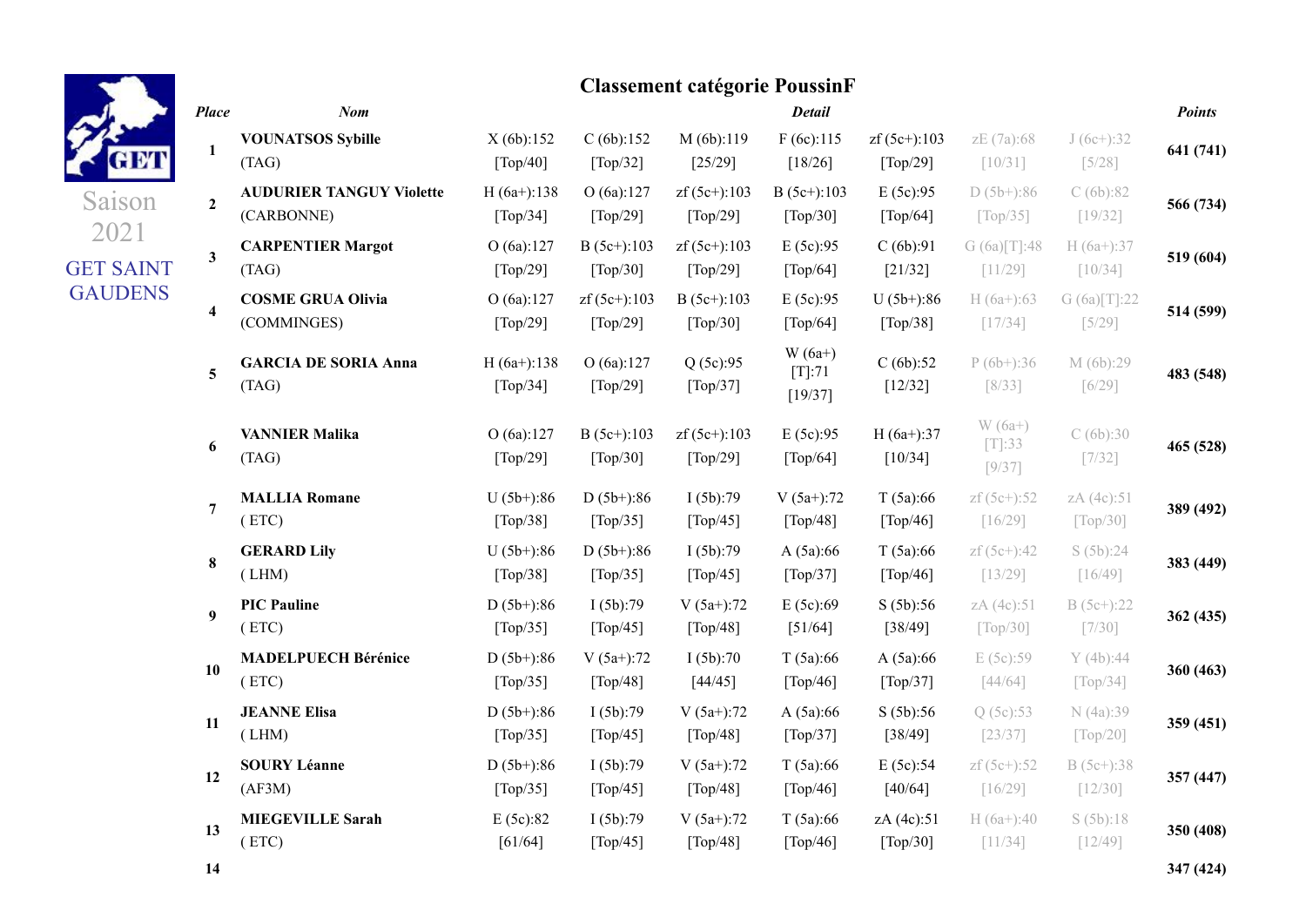Saison 2021

GET SAINT GAUDENS

# Classement catégorie PoussinF

| Place | Nom | Detail | | | | | | | Points |
|---|---|---|---|---|---|---|---|---|---|
| 1 | **VOUNATSOS Sybille** (TAG) | X (6b):152 [Top/40] | C (6b):152 [Top/32] | M (6b):119 [25/29] | F (6c):115 [18/26] | zf (5c+):103 [Top/29] | zE (7a):68 [10/31] | J (6c+):32 [5/28] | 641 (741) |
| 2 | **AUDURIER TANGUY Violette** (CARBONNE) | H (6a+):138 [Top/34] | O (6a):127 [Top/29] | zf (5c+):103 [Top/29] | B (5c+):103 [Top/30] | E (5c):95 [Top/64] | D (5b+):86 [Top/35] | C (6b):82 [19/32] | 566 (734) |
| 3 | **CARPENTIER Margot** (TAG) | O (6a):127 [Top/29] | B (5c+):103 [Top/30] | zf (5c+):103 [Top/29] | E (5c):95 [Top/64] | C (6b):91 [21/32] | G (6a)[T]:48 [11/29] | H (6a+):37 [10/34] | 519 (604) |
| 4 | **COSME GRUA Olivia** (COMMINGES) | O (6a):127 [Top/29] | zf (5c+):103 [Top/29] | B (5c+):103 [Top/30] | E (5c):95 [Top/64] | U (5b+):86 [Top/38] | H (6a+):63 [17/34] | G (6a)[T]:22 [5/29] | 514 (599) |
| 5 | **GARCIA DE SORIA Anna** (TAG) | H (6a+):138 [Top/34] | O (6a):127 [Top/29] | Q (5c):95 [Top/37] | W (6a+) [T]:71 [19/37] | C (6b):52 [12/32] | P (6b+):36 [8/33] | M (6b):29 [6/29] | 483 (548) |
| 6 | **VANNIER Malika** (TAG) | O (6a):127 [Top/29] | B (5c+):103 [Top/30] | zf (5c+):103 [Top/29] | E (5c):95 [Top/64] | H (6a+):37 [10/34] | W (6a+) [T]:33 [9/37] | C (6b):30 [7/32] | 465 (528) |
| 7 | **MALLIA Romane** ( ETC) | U (5b+):86 [Top/38] | D (5b+):86 [Top/35] | I (5b):79 [Top/45] | V (5a+):72 [Top/48] | T (5a):66 [Top/46] | zf (5c+):52 [16/29] | zA (4c):51 [Top/30] | 389 (492) |
| 8 | **GERARD Lily** ( LHM) | U (5b+):86 [Top/38] | D (5b+):86 [Top/35] | I (5b):79 [Top/45] | A (5a):66 [Top/37] | T (5a):66 [Top/46] | zf (5c+):42 [13/29] | S (5b):24 [16/49] | 383 (449) |
| 9 | **PIC Pauline** ( ETC) | D (5b+):86 [Top/35] | I (5b):79 [Top/45] | V (5a+):72 [Top/48] | E (5c):69 [51/64] | S (5b):56 [38/49] | zA (4c):51 [Top/30] | B (5c+):22 [7/30] | 362 (435) |
| 10 | **MADELPUECH Bérénice** ( ETC) | D (5b+):86 [Top/35] | V (5a+):72 [Top/48] | I (5b):70 [44/45] | T (5a):66 [Top/46] | A (5a):66 [Top/37] | E (5c):59 [44/64] | Y (4b):44 [Top/34] | 360 (463) |
| 11 | **JEANNE Elisa** ( LHM) | D (5b+):86 [Top/35] | I (5b):79 [Top/45] | V (5a+):72 [Top/48] | A (5a):66 [Top/37] | S (5b):56 [38/49] | Q (5c):53 [23/37] | N (4a):39 [Top/20] | 359 (451) |
| 12 | **SOURY Léanne** (AF3M) | D (5b+):86 [Top/35] | I (5b):79 [Top/45] | V (5a+):72 [Top/48] | T (5a):66 [Top/46] | E (5c):54 [40/64] | zf (5c+):52 [16/29] | B (5c+):38 [12/30] | 357 (447) |
| 13 | **MIEGEVILLE Sarah** ( ETC) | E (5c):82 [61/64] | I (5b):79 [Top/45] | V (5a+):72 [Top/48] | T (5a):66 [Top/46] | zA (4c):51 [Top/30] | H (6a+):40 [11/34] | S (5b):18 [12/49] | 350 (408) |
| 14 | | | | | | | | | 347 (424) |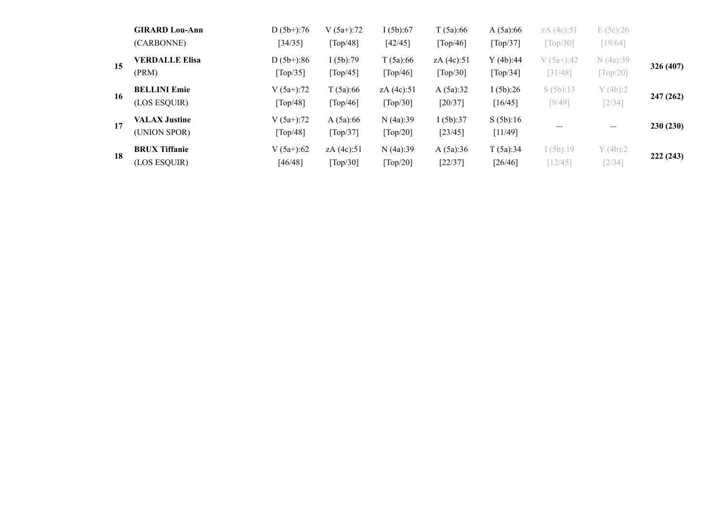| | | | | | | | | | |
|---|---|---|---|---|---|---|---|---|---|
| | **GIRARD Lou-Ann** (CARBONNE) | D (5b+):76 [34/35] | V (5a+):72 [Top/48] | I (5b):67 [42/45] | T (5a):66 [Top/46] | A (5a):66 [Top/37] | zA (4c):51 [Top/30] | E (5c):26 [19/64] | |
| **15** | **VERDALLE Elisa** (PRM) | D (5b+):86 [Top/35] | I (5b):79 [Top/45] | T (5a):66 [Top/46] | zA (4c):51 [Top/30] | Y (4b):44 [Top/34] | V (5a+):42 [31/48] | N (4a):39 [Top/20] | **326 (407)** |
| **16** | **BELLINI Emie** (LOS ESQUIR) | V (5a+):72 [Top/48] | T (5a):66 [Top/46] | zA (4c):51 [Top/30] | A (5a):32 [20/37] | I (5b):26 [16/45] | S (5b):13 [9/49] | Y (4b):2 [2/34] | **247 (262)** |
| **17** | **VALAX Justine** (UNION SPOR) | V (5a+):72 [Top/48] | A (5a):66 [Top/37] | N (4a):39 [Top/20] | I (5b):37 [23/45] | S (5b):16 [11/49] | --- | --- | **230 (230)** |
| **18** | **BRUX Tiffanie** (LOS ESQUIR) | V (5a+):62 [46/48] | zA (4c):51 [Top/30] | N (4a):39 [Top/20] | A (5a):36 [22/37] | T (5a):34 [26/46] | I (5b):19 [12/45] | Y (4b):2 [2/34] | **222 (243)** |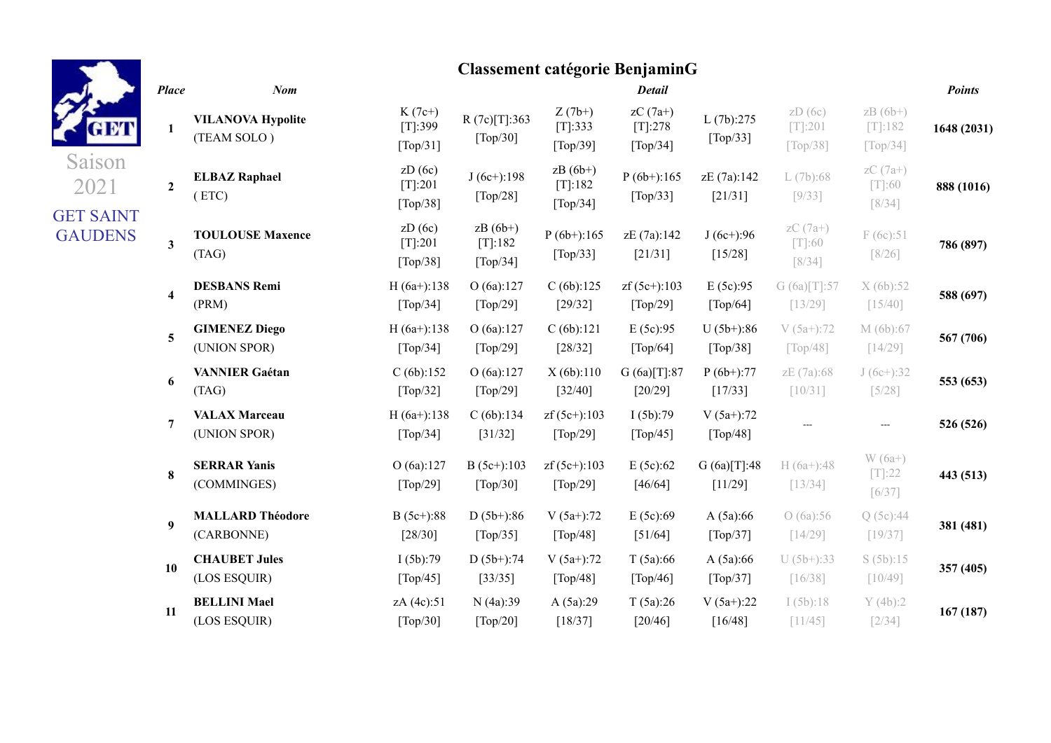Saison 2021

GET SAINT GAUDENS

## Classement catégorie BenjaminG

| Place | Nom | Detail | | | | | | | Points |
|---|---|---|---|---|---|---|---|---|---|
| 1 | **VILANOVA Hypolite** (TEAM SOLO ) | K (7c+) [T]:399 [Top/31] | R (7c)[T]:363 [Top/30] | Z (7b+) [T]:333 [Top/39] | zC (7a+) [T]:278 [Top/34] | L (7b):275 [Top/33] | zD (6c) [T]:201 [Top/38] | zB (6b+) [T]:182 [Top/34] | **1648 (2031)** |
| 2 | **ELBAZ Raphael** ( ETC) | zD (6c) [T]:201 [Top/38] | J (6c+):198 [Top/28] | zB (6b+) [T]:182 [Top/34] | P (6b+):165 [Top/33] | zE (7a):142 [21/31] | L (7b):68 [9/33] | zC (7a+) [T]:60 [8/34] | **888 (1016)** |
| 3 | **TOULOUSE Maxence** (TAG) | zD (6c) [T]:201 [Top/38] | zB (6b+) [T]:182 [Top/34] | P (6b+):165 [Top/33] | zE (7a):142 [21/31] | J (6c+):96 [15/28] | zC (7a+) [T]:60 [8/34] | F (6c):51 [8/26] | **786 (897)** |
| 4 | **DESBANS Remi** (PRM) | H (6a+):138 [Top/34] | O (6a):127 [Top/29] | C (6b):125 [29/32] | zf (5c+):103 [Top/29] | E (5c):95 [Top/64] | G (6a)[T]:57 [13/29] | X (6b):52 [15/40] | **588 (697)** |
| 5 | **GIMENEZ Diego** (UNION SPOR) | H (6a+):138 [Top/34] | O (6a):127 [Top/29] | C (6b):121 [28/32] | E (5c):95 [Top/64] | U (5b+):86 [Top/38] | V (5a+):72 [Top/48] | M (6b):67 [14/29] | **567 (706)** |
| 6 | **VANNIER Gaétan** (TAG) | C (6b):152 [Top/32] | O (6a):127 [Top/29] | X (6b):110 [32/40] | G (6a)[T]:87 [20/29] | P (6b+):77 [17/33] | zE (7a):68 [10/31] | J (6c+):32 [5/28] | **553 (653)** |
| 7 | **VALAX Marceau** (UNION SPOR) | H (6a+):138 [Top/34] | C (6b):134 [31/32] | zf (5c+):103 [Top/29] | I (5b):79 [Top/45] | V (5a+):72 [Top/48] | --- | --- | **526 (526)** |
| 8 | **SERRAR Yanis** (COMMINGES) | O (6a):127 [Top/29] | B (5c+):103 [Top/30] | zf (5c+):103 [Top/29] | E (5c):62 [46/64] | G (6a)[T]:48 [11/29] | H (6a+):48 [13/34] | W (6a+) [T]:22 [6/37] | **443 (513)** |
| 9 | **MALLARD Théodore** (CARBONNE) | B (5c+):88 [28/30] | D (5b+):86 [Top/35] | V (5a+):72 [Top/48] | E (5c):69 [51/64] | A (5a):66 [Top/37] | O (6a):56 [14/29] | Q (5c):44 [19/37] | **381 (481)** |
| 10 | **CHAUBET Jules** (LOS ESQUIR) | I (5b):79 [Top/45] | D (5b+):74 [33/35] | V (5a+):72 [Top/48] | T (5a):66 [Top/46] | A (5a):66 [Top/37] | U (5b+):33 [16/38] | S (5b):15 [10/49] | **357 (405)** |
| 11 | **BELLINI Mael** (LOS ESQUIR) | zA (4c):51 [Top/30] | N (4a):39 [Top/20] | A (5a):29 [18/37] | T (5a):26 [20/46] | V (5a+):22 [16/48] | I (5b):18 [11/45] | Y (4b):2 [2/34] | **167 (187)** |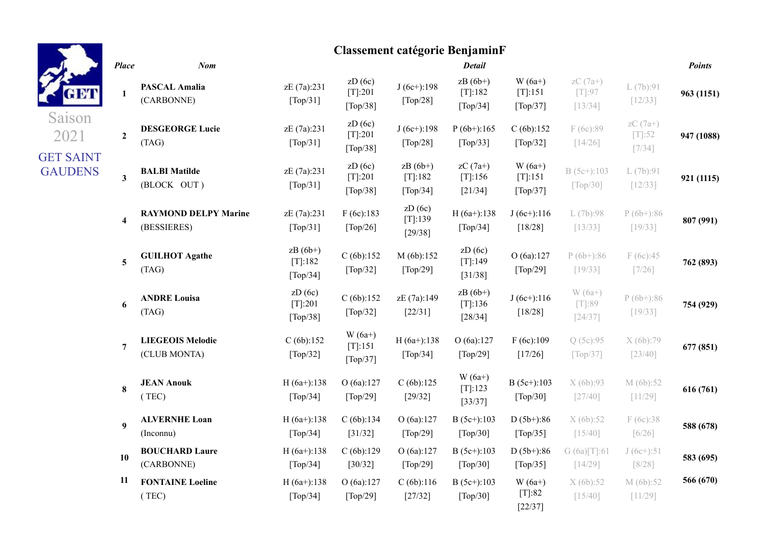Saison 2021

GET SAINT GAUDENS

## Classement catégorie BenjaminF

| Place | Nom | Detail | | | | | | | Points |
|---|---|---|---|---|---|---|---|---|---|
| 1 | **PASCAL Amalia** (CARBONNE) | zE (7a):231 [Top/31] | zD (6c) [T]:201 [Top/38] | J (6c+):198 [Top/28] | zB (6b+) [T]:182 [Top/34] | W (6a+) [T]:151 [Top/37] | zC (7a+) [T]:97 [13/34] | L (7b):91 [12/33] | **963 (1151)** |
| 2 | **DESGEORGE Lucie** (TAG) | zE (7a):231 [Top/31] | zD (6c) [T]:201 [Top/38] | J (6c+):198 [Top/28] | P (6b+):165 [Top/33] | C (6b):152 [Top/32] | F (6c):89 [14/26] | zC (7a+) [T]:52 [7/34] | **947 (1088)** |
| 3 | **BALBI Matilde** (BLOCK OUT ) | zE (7a):231 [Top/31] | zD (6c) [T]:201 [Top/38] | zB (6b+) [T]:182 [Top/34] | zC (7a+) [T]:156 [21/34] | W (6a+) [T]:151 [Top/37] | B (5c+):103 [Top/30] | L (7b):91 [12/33] | **921 (1115)** |
| 4 | **RAYMOND DELPY Marine** (BESSIERES) | zE (7a):231 [Top/31] | F (6c):183 [Top/26] | zD (6c) [T]:139 [29/38] | H (6a+):138 [Top/34] | J (6c+):116 [18/28] | L (7b):98 [13/33] | P (6b+):86 [19/33] | **807 (991)** |
| 5 | **GUILHOT Agathe** (TAG) | zB (6b+) [T]:182 [Top/34] | C (6b):152 [Top/32] | M (6b):152 [Top/29] | zD (6c) [T]:149 [31/38] | O (6a):127 [Top/29] | P (6b+):86 [19/33] | F (6c):45 [7/26] | **762 (893)** |
| 6 | **ANDRE Louisa** (TAG) | zD (6c) [T]:201 [Top/38] | C (6b):152 [Top/32] | zE (7a):149 [22/31] | zB (6b+) [T]:136 [28/34] | J (6c+):116 [18/28] | W (6a+) [T]:89 [24/37] | P (6b+):86 [19/33] | **754 (929)** |
| 7 | **LIEGEOIS Melodie** (CLUB MONTA) | C (6b):152 [Top/32] | W (6a+) [T]:151 [Top/37] | H (6a+):138 [Top/34] | O (6a):127 [Top/29] | F (6c):109 [17/26] | Q (5c):95 [Top/37] | X (6b):79 [23/40] | **677 (851)** |
| 8 | **JEAN Anouk** ( TEC) | H (6a+):138 [Top/34] | O (6a):127 [Top/29] | C (6b):125 [29/32] | W (6a+) [T]:123 [33/37] | B (5c+):103 [Top/30] | X (6b):93 [27/40] | M (6b):52 [11/29] | **616 (761)** |
| 9 | **ALVERNHE Loan** (Inconnu) | H (6a+):138 [Top/34] | C (6b):134 [31/32] | O (6a):127 [Top/29] | B (5c+):103 [Top/30] | D (5b+):86 [Top/35] | X (6b):52 [15/40] | F (6c):38 [6/26] | **588 (678)** |
| 10 | **BOUCHARD Laure** (CARBONNE) | H (6a+):138 [Top/34] | C (6b):129 [30/32] | O (6a):127 [Top/29] | B (5c+):103 [Top/30] | D (5b+):86 [Top/35] | G (6a)[T]:61 [14/29] | J (6c+):51 [8/28] | **583 (695)** |
| 11 | **FONTAINE Loeline** ( TEC) | H (6a+):138 [Top/34] | O (6a):127 [Top/29] | C (6b):116 [27/32] | B (5c+):103 [Top/30] | W (6a+) [T]:82 [22/37] | X (6b):52 [15/40] | M (6b):52 [11/29] | **566 (670)** |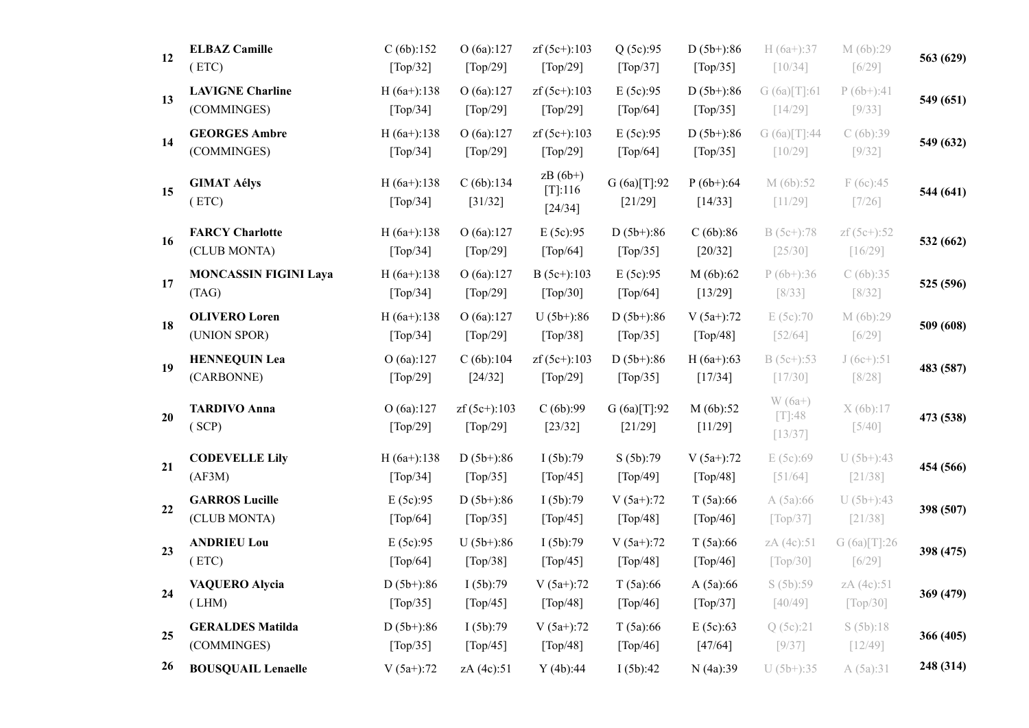| | | | | | | | | | |
|---|---|---|---|---|---|---|---|---|---|
| 12 | **ELBAZ Camille** ( ETC) | C (6b):152 [Top/32] | O (6a):127 [Top/29] | zf (5c+):103 [Top/29] | Q (5c):95 [Top/37] | D (5b+):86 [Top/35] | H (6a+):37 [10/34] | M (6b):29 [6/29] | **563 (629)** |
| 13 | **LAVIGNE Charline** (COMMINGES) | H (6a+):138 [Top/34] | O (6a):127 [Top/29] | zf (5c+):103 [Top/29] | E (5c):95 [Top/64] | D (5b+):86 [Top/35] | G (6a)[T]:61 [14/29] | P (6b+):41 [9/33] | **549 (651)** |
| 14 | **GEORGES Ambre** (COMMINGES) | H (6a+):138 [Top/34] | O (6a):127 [Top/29] | zf (5c+):103 [Top/29] | E (5c):95 [Top/64] | D (5b+):86 [Top/35] | G (6a)[T]:44 [10/29] | C (6b):39 [9/32] | **549 (632)** |
| 15 | **GIMAT Aélys** ( ETC) | H (6a+):138 [Top/34] | C (6b):134 [31/32] | zB (6b+) [T]:116 [24/34] | G (6a)[T]:92 [21/29] | P (6b+):64 [14/33] | M (6b):52 [11/29] | F (6c):45 [7/26] | **544 (641)** |
| 16 | **FARCY Charlotte** (CLUB MONTA) | H (6a+):138 [Top/34] | O (6a):127 [Top/29] | E (5c):95 [Top/64] | D (5b+):86 [Top/35] | C (6b):86 [20/32] | B (5c+):78 [25/30] | zf (5c+):52 [16/29] | **532 (662)** |
| 17 | **MONCASSIN FIGINI Laya** (TAG) | H (6a+):138 [Top/34] | O (6a):127 [Top/29] | B (5c+):103 [Top/30] | E (5c):95 [Top/64] | M (6b):62 [13/29] | P (6b+):36 [8/33] | C (6b):35 [8/32] | **525 (596)** |
| 18 | **OLIVERO Loren** (UNION SPOR) | H (6a+):138 [Top/34] | O (6a):127 [Top/29] | U (5b+):86 [Top/38] | D (5b+):86 [Top/35] | V (5a+):72 [Top/48] | E (5c):70 [52/64] | M (6b):29 [6/29] | **509 (608)** |
| 19 | **HENNEQUIN Lea** (CARBONNE) | O (6a):127 [Top/29] | C (6b):104 [24/32] | zf (5c+):103 [Top/29] | D (5b+):86 [Top/35] | H (6a+):63 [17/34] | B (5c+):53 [17/30] | J (6c+):51 [8/28] | **483 (587)** |
| 20 | **TARDIVO Anna** ( SCP) | O (6a):127 [Top/29] | zf (5c+):103 [Top/29] | C (6b):99 [23/32] | G (6a)[T]:92 [21/29] | M (6b):52 [11/29] | W (6a+) [T]:48 [13/37] | X (6b):17 [5/40] | **473 (538)** |
| 21 | **CODEVELLE Lily** (AF3M) | H (6a+):138 [Top/34] | D (5b+):86 [Top/35] | I (5b):79 [Top/45] | S (5b):79 [Top/49] | V (5a+):72 [Top/48] | E (5c):69 [51/64] | U (5b+):43 [21/38] | **454 (566)** |
| 22 | **GARROS Lucille** (CLUB MONTA) | E (5c):95 [Top/64] | D (5b+):86 [Top/35] | I (5b):79 [Top/45] | V (5a+):72 [Top/48] | T (5a):66 [Top/46] | A (5a):66 [Top/37] | U (5b+):43 [21/38] | **398 (507)** |
| 23 | **ANDRIEU Lou** ( ETC) | E (5c):95 [Top/64] | U (5b+):86 [Top/38] | I (5b):79 [Top/45] | V (5a+):72 [Top/48] | T (5a):66 [Top/46] | zA (4c):51 [Top/30] | G (6a)[T]:26 [6/29] | **398 (475)** |
| 24 | **VAQUERO Alycia** ( LHM) | D (5b+):86 [Top/35] | I (5b):79 [Top/45] | V (5a+):72 [Top/48] | T (5a):66 [Top/46] | A (5a):66 [Top/37] | S (5b):59 [40/49] | zA (4c):51 [Top/30] | **369 (479)** |
| 25 | **GERALDES Matilda** (COMMINGES) | D (5b+):86 [Top/35] | I (5b):79 [Top/45] | V (5a+):72 [Top/48] | T (5a):66 [Top/46] | E (5c):63 [47/64] | Q (5c):21 [9/37] | S (5b):18 [12/49] | **366 (405)** |
| 26 | **BOUSQUAIL Lenaelle** | V (5a+):72 | zA (4c):51 | Y (4b):44 | I (5b):42 | N (4a):39 | U (5b+):35 | A (5a):31 | **248 (314)** |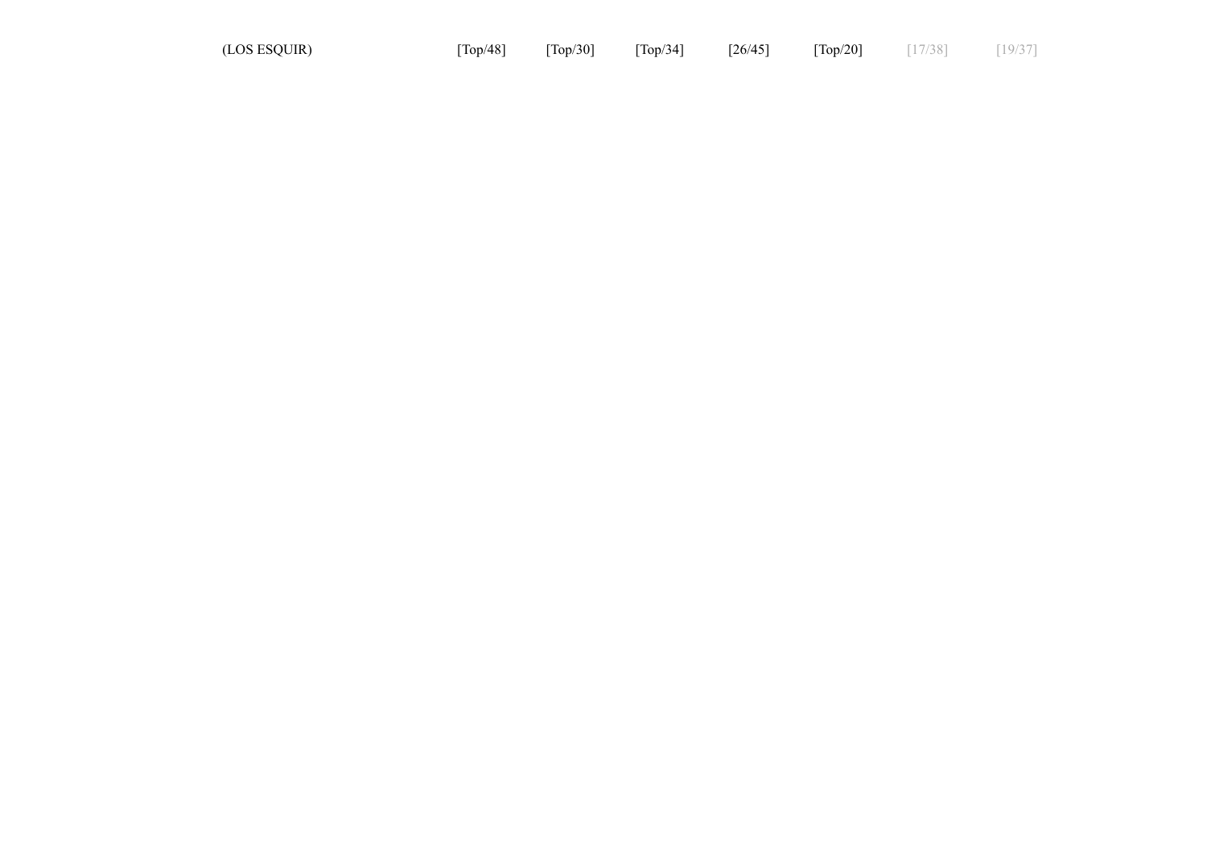| (LOS ESQUIR) | [Top/48] | [Top/30] | [Top/34] | [26/45] | [Top/20] | [17/38] | [19/37] |
| --- | --- | --- | --- | --- | --- | --- | --- |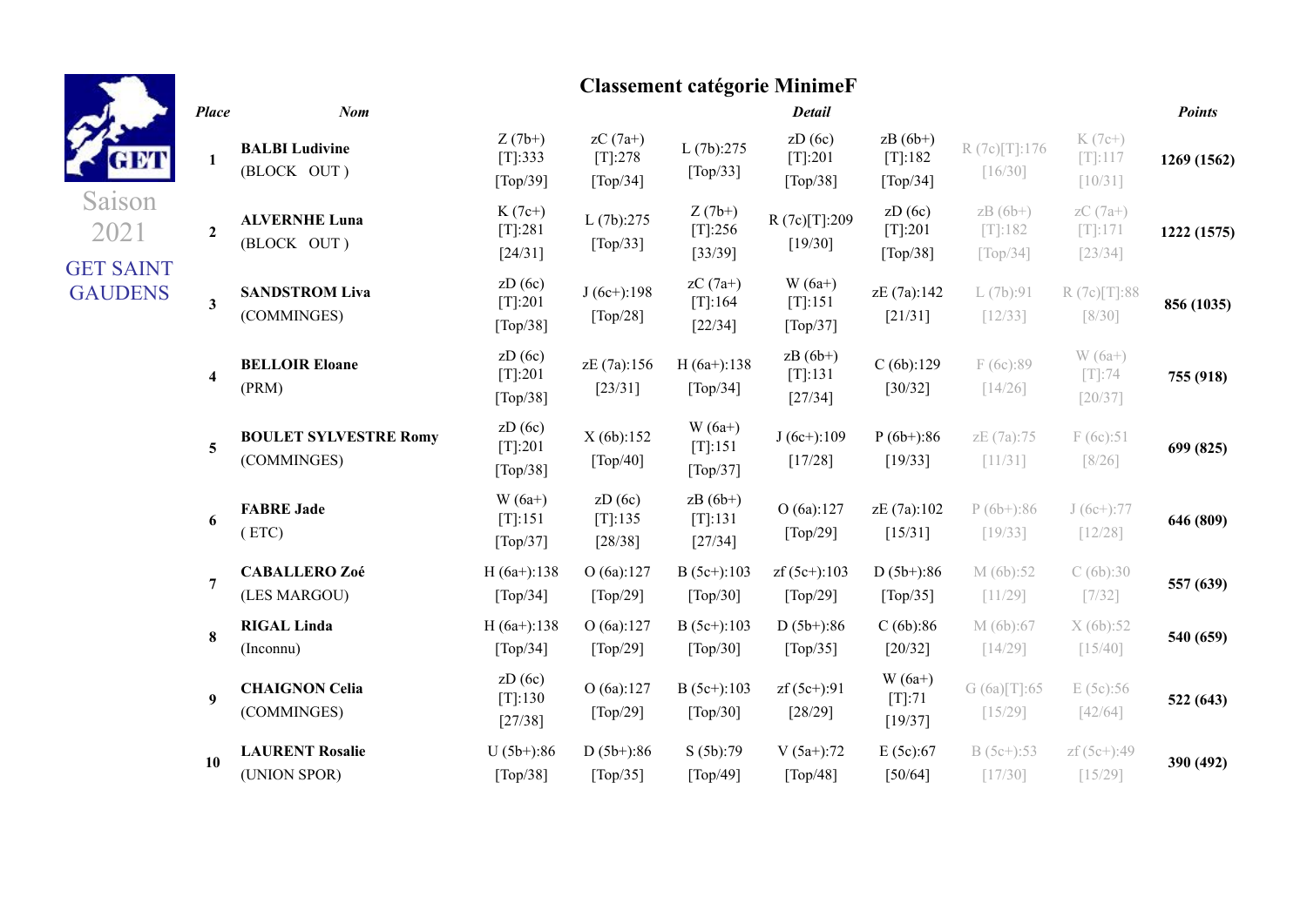Saison 2021

GET SAINT GAUDENS

## Classement catégorie MinimeF

| Place | Nom | Detail | | | | | | | Points |
|---|---|---|---|---|---|---|---|---|---|
| 1 | **BALBI Ludivine** (BLOCK OUT ) | Z (7b+) [T]:333 [Top/39] | zC (7a+) [T]:278 [Top/34] | L (7b):275 [Top/33] | zD (6c) [T]:201 [Top/38] | zB (6b+) [T]:182 [Top/34] | R (7c)[T]:176 [16/30] | K (7c+) [T]:117 [10/31] | **1269 (1562)** |
| 2 | **ALVERNHE Luna** (BLOCK OUT ) | K (7c+) [T]:281 [24/31] | L (7b):275 [Top/33] | Z (7b+) [T]:256 [33/39] | R (7c)[T]:209 [19/30] | zD (6c) [T]:201 [Top/38] | zB (6b+) [T]:182 [Top/34] | zC (7a+) [T]:171 [23/34] | **1222 (1575)** |
| 3 | **SANDSTROM Liva** (COMMINGES) | zD (6c) [T]:201 [Top/38] | J (6c+):198 [Top/28] | zC (7a+) [T]:164 [22/34] | W (6a+) [T]:151 [Top/37] | zE (7a):142 [21/31] | L (7b):91 [12/33] | R (7c)[T]:88 [8/30] | **856 (1035)** |
| 4 | **BELLOIR Eloane** (PRM) | zD (6c) [T]:201 [Top/38] | zE (7a):156 [23/31] | H (6a+):138 [Top/34] | zB (6b+) [T]:131 [27/34] | C (6b):129 [30/32] | F (6c):89 [14/26] | W (6a+) [T]:74 [20/37] | **755 (918)** |
| 5 | **BOULET SYLVESTRE Romy** (COMMINGES) | zD (6c) [T]:201 [Top/38] | X (6b):152 [Top/40] | W (6a+) [T]:151 [Top/37] | J (6c+):109 [17/28] | P (6b+):86 [19/33] | zE (7a):75 [11/31] | F (6c):51 [8/26] | **699 (825)** |
| 6 | **FABRE Jade** ( ETC) | W (6a+) [T]:151 [Top/37] | zD (6c) [T]:135 [28/38] | zB (6b+) [T]:131 [27/34] | O (6a):127 [Top/29] | zE (7a):102 [15/31] | P (6b+):86 [19/33] | J (6c+):77 [12/28] | **646 (809)** |
| 7 | **CABALLERO Zoé** (LES MARGOU) | H (6a+):138 [Top/34] | O (6a):127 [Top/29] | B (5c+):103 [Top/30] | zf (5c+):103 [Top/29] | D (5b+):86 [Top/35] | M (6b):52 [11/29] | C (6b):30 [7/32] | **557 (639)** |
| 8 | **RIGAL Linda** (Inconnu) | H (6a+):138 [Top/34] | O (6a):127 [Top/29] | B (5c+):103 [Top/30] | D (5b+):86 [Top/35] | C (6b):86 [20/32] | M (6b):67 [14/29] | X (6b):52 [15/40] | **540 (659)** |
| 9 | **CHAIGNON Celia** (COMMINGES) | zD (6c) [T]:130 [27/38] | O (6a):127 [Top/29] | B (5c+):103 [Top/30] | zf (5c+):91 [28/29] | W (6a+) [T]:71 [19/37] | G (6a)[T]:65 [15/29] | E (5c):56 [42/64] | **522 (643)** |
| 10 | **LAURENT Rosalie** (UNION SPOR) | U (5b+):86 [Top/38] | D (5b+):86 [Top/35] | S (5b):79 [Top/49] | V (5a+):72 [Top/48] | E (5c):67 [50/64] | B (5c+):53 [17/30] | zf (5c+):49 [15/29] | **390 (492)** |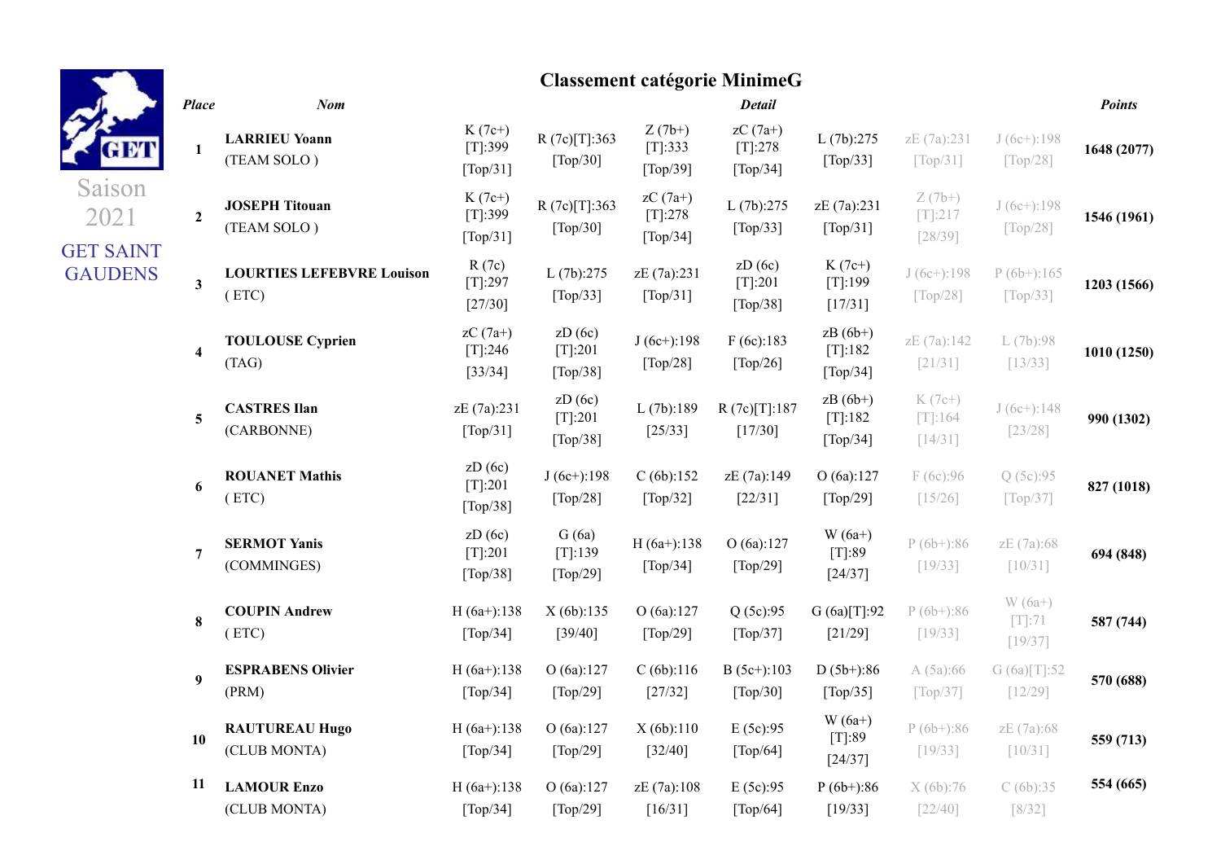Saison 2021

GET SAINT GAUDENS

## Classement catégorie MinimeG

| Place | Nom | Detail | | | | | | | Points |
|---|---|---|---|---|---|---|---|---|---|
| 1 | **LARRIEU Yoann** (TEAM SOLO ) | K (7c+) [T]:399 [Top/31] | R (7c)[T]:363 [Top/30] | Z (7b+) [T]:333 [Top/39] | zC (7a+) [T]:278 [Top/34] | L (7b):275 [Top/33] | zE (7a):231 [Top/31] | J (6c+):198 [Top/28] | **1648 (2077)** |
| 2 | **JOSEPH Titouan** (TEAM SOLO ) | K (7c+) [T]:399 [Top/31] | R (7c)[T]:363 [Top/30] | zC (7a+) [T]:278 [Top/34] | L (7b):275 [Top/33] | zE (7a):231 [Top/31] | Z (7b+) [T]:217 [28/39] | J (6c+):198 [Top/28] | **1546 (1961)** |
| 3 | **LOURTIES LEFEBVRE Louison** ( ETC) | R (7c) [T]:297 [27/30] | L (7b):275 [Top/33] | zE (7a):231 [Top/31] | zD (6c) [T]:201 [Top/38] | K (7c+) [T]:199 [17/31] | J (6c+):198 [Top/28] | P (6b+):165 [Top/33] | **1203 (1566)** |
| 4 | **TOULOUSE Cyprien** (TAG) | zC (7a+) [T]:246 [33/34] | zD (6c) [T]:201 [Top/38] | J (6c+):198 [Top/28] | F (6c):183 [Top/26] | zB (6b+) [T]:182 [Top/34] | zE (7a):142 [21/31] | L (7b):98 [13/33] | **1010 (1250)** |
| 5 | **CASTRES Ilan** (CARBONNE) | zE (7a):231 [Top/31] | zD (6c) [T]:201 [Top/38] | L (7b):189 [25/33] | R (7c)[T]:187 [17/30] | zB (6b+) [T]:182 [Top/34] | K (7c+) [T]:164 [14/31] | J (6c+):148 [23/28] | **990 (1302)** |
| 6 | **ROUANET Mathis** ( ETC) | zD (6c) [T]:201 [Top/38] | J (6c+):198 [Top/28] | C (6b):152 [Top/32] | zE (7a):149 [22/31] | O (6a):127 [Top/29] | F (6c):96 [15/26] | Q (5c):95 [Top/37] | **827 (1018)** |
| 7 | **SERMOT Yanis** (COMMINGES) | zD (6c) [T]:201 [Top/38] | G (6a) [T]:139 [Top/29] | H (6a+):138 [Top/34] | O (6a):127 [Top/29] | W (6a+) [T]:89 [24/37] | P (6b+):86 [19/33] | zE (7a):68 [10/31] | **694 (848)** |
| 8 | **COUPIN Andrew** ( ETC) | H (6a+):138 [Top/34] | X (6b):135 [39/40] | O (6a):127 [Top/29] | Q (5c):95 [Top/37] | G (6a)[T]:92 [21/29] | P (6b+):86 [19/33] | W (6a+) [T]:71 [19/37] | **587 (744)** |
| 9 | **ESPRABENS Olivier** (PRM) | H (6a+):138 [Top/34] | O (6a):127 [Top/29] | C (6b):116 [27/32] | B (5c+):103 [Top/30] | D (5b+):86 [Top/35] | A (5a):66 [Top/37] | G (6a)[T]:52 [12/29] | **570 (688)** |
| 10 | **RAUTUREAU Hugo** (CLUB MONTA) | H (6a+):138 [Top/34] | O (6a):127 [Top/29] | X (6b):110 [32/40] | E (5c):95 [Top/64] | W (6a+) [T]:89 [24/37] | P (6b+):86 [19/33] | zE (7a):68 [10/31] | **559 (713)** |
| 11 | **LAMOUR Enzo** (CLUB MONTA) | H (6a+):138 [Top/34] | O (6a):127 [Top/29] | zE (7a):108 [16/31] | E (5c):95 [Top/64] | P (6b+):86 [19/33] | X (6b):76 [22/40] | C (6b):35 [8/32] | **554 (665)** |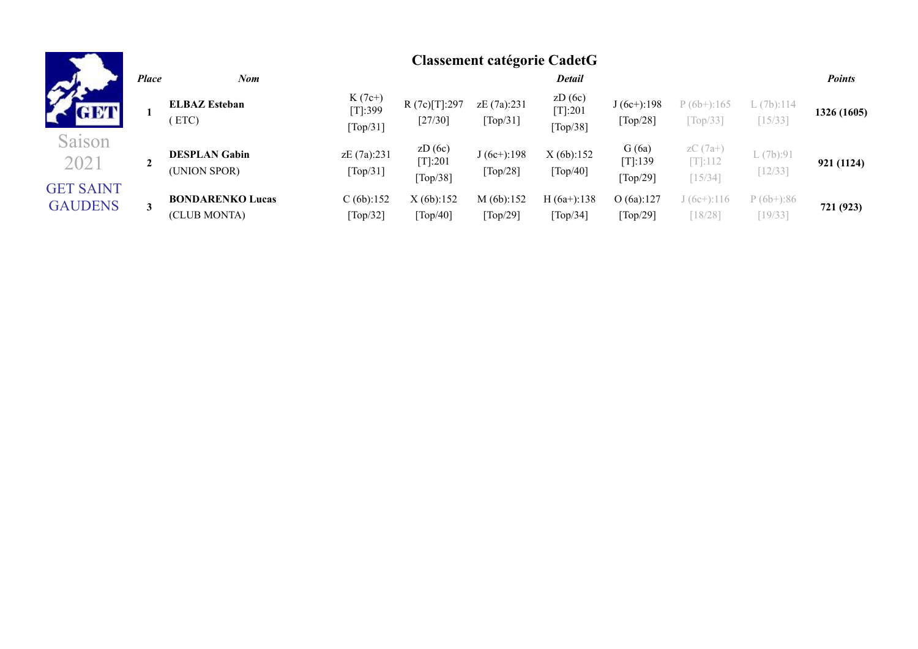Saison 2021

GET SAINT GAUDENS

## Classement catégorie CadetG

| *Place* | *Nom* | *Detail* | | | | | | | *Points* |
|---|---|---|---|---|---|---|---|---|---|
| 1 | **ELBAZ Esteban** ( ETC) | K (7c+) [T]:399 [Top/31] | R (7c)[T]:297 [27/30] | zE (7a):231 [Top/31] | zD (6c) [T]:201 [Top/38] | J (6c+):198 [Top/28] | P (6b+):165 [Top/33] | L (7b):114 [15/33] | **1326 (1605)** |
| 2 | **DESPLAN Gabin** (UNION SPOR) | zE (7a):231 [Top/31] | zD (6c) [T]:201 [Top/38] | J (6c+):198 [Top/28] | X (6b):152 [Top/40] | G (6a) [T]:139 [Top/29] | zC (7a+) [T]:112 [15/34] | L (7b):91 [12/33] | **921 (1124)** |
| 3 | **BONDARENKO Lucas** (CLUB MONTA) | C (6b):152 [Top/32] | X (6b):152 [Top/40] | M (6b):152 [Top/29] | H (6a+):138 [Top/34] | O (6a):127 [Top/29] | J (6c+):116 [18/28] | P (6b+):86 [19/33] | **721 (923)** |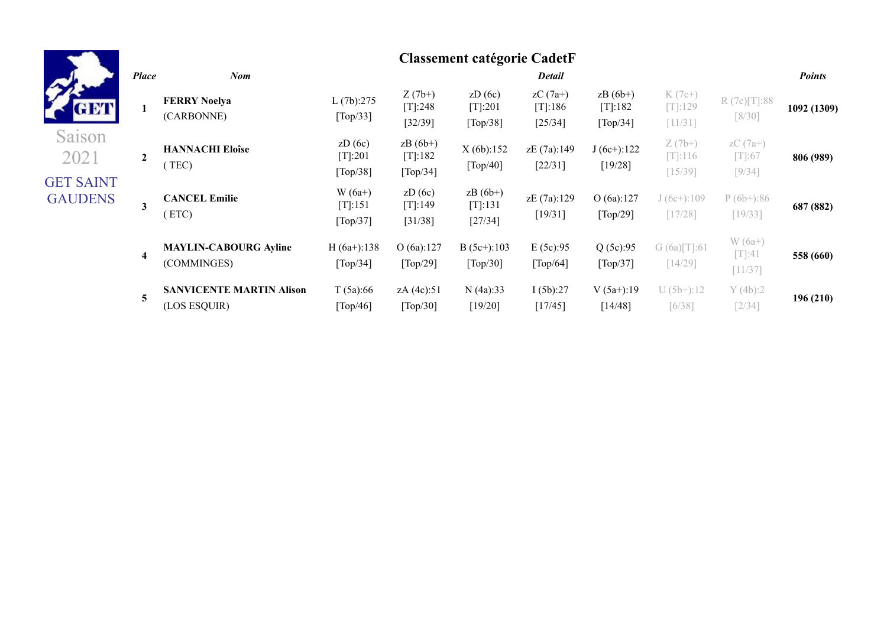Saison 2021

GET SAINT GAUDENS

# Classement catégorie CadetF

| *Place* | *Nom* | | | | *Detail* | | | | *Points* |
|---|---|---|---|---|---|---|---|---|---|
| **1** | **FERRY Noelya** (CARBONNE) | L (7b):275 [Top/33] | Z (7b+) [T]:248 [32/39] | zD (6c) [T]:201 [Top/38] | zC (7a+) [T]:186 [25/34] | zB (6b+) [T]:182 [Top/34] | K (7c+) [T]:129 [11/31] | R (7c)[T]:88 [8/30] | **1092 (1309)** |
| **2** | **HANNACHI Eloîse** ( TEC) | zD (6c) [T]:201 [Top/38] | zB (6b+) [T]:182 [Top/34] | X (6b):152 [Top/40] | zE (7a):149 [22/31] | J (6c+):122 [19/28] | Z (7b+) [T]:116 [15/39] | zC (7a+) [T]:67 [9/34] | **806 (989)** |
| **3** | **CANCEL Emilie** ( ETC) | W (6a+) [T]:151 [Top/37] | zD (6c) [T]:149 [31/38] | zB (6b+) [T]:131 [27/34] | zE (7a):129 [19/31] | O (6a):127 [Top/29] | J (6c+):109 [17/28] | P (6b+):86 [19/33] | **687 (882)** |
| **4** | **MAYLIN-CABOURG Ayline** (COMMINGES) | H (6a+):138 [Top/34] | O (6a):127 [Top/29] | B (5c+):103 [Top/30] | E (5c):95 [Top/64] | Q (5c):95 [Top/37] | G (6a)[T]:61 [14/29] | W (6a+) [T]:41 [11/37] | **558 (660)** |
| **5** | **SANVICENTE MARTIN Alison** (LOS ESQUIR) | T (5a):66 [Top/46] | zA (4c):51 [Top/30] | N (4a):33 [19/20] | I (5b):27 [17/45] | V (5a+):19 [14/48] | U (5b+):12 [6/38] | Y (4b):2 [2/34] | **196 (210)** |